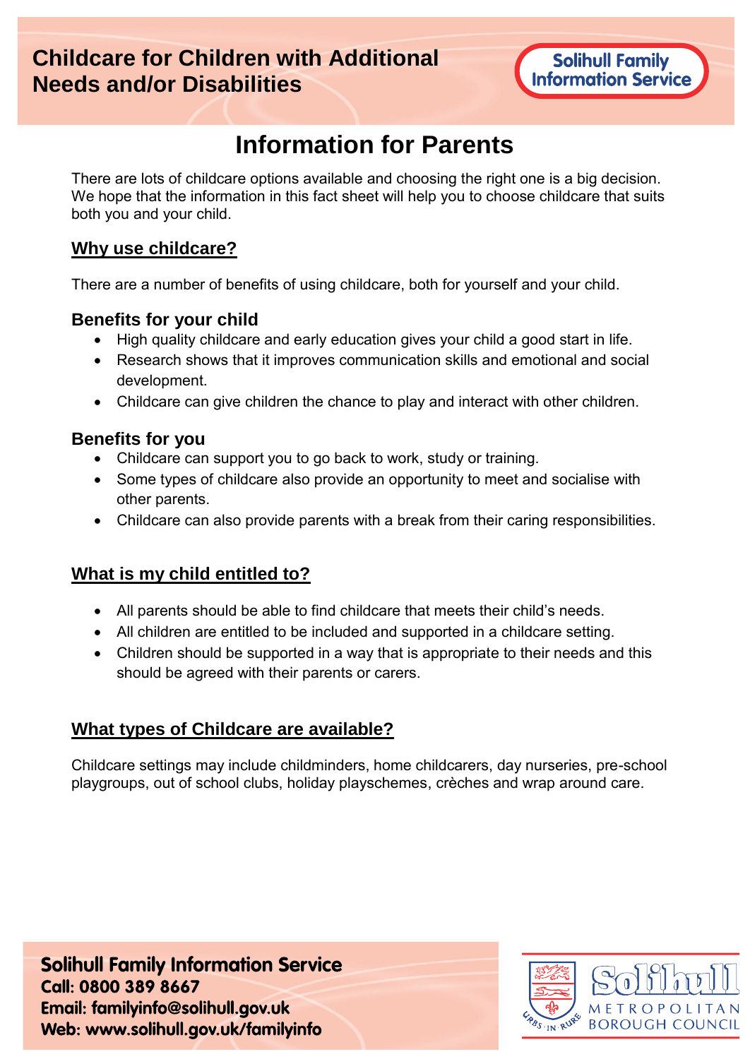# Childcare for Children with Additional Needs and/or Disabilities

Solihull Family Information Service

## Information for Parents

There are lots of childcare options available and choosing the right one is a big decision. We hope that the information in this fact sheet will help you to choose childcare that suits both you and your child.

### Why use childcare?

There are a number of benefits of using childcare, both for yourself and your child.

#### Benefits for your child

- High quality childcare and early education gives your child a good start in life.
- Research shows that it improves communication skills and emotional and social development.
- Childcare can give children the chance to play and interact with other children.

#### Benefits for you

- Childcare can support you to go back to work, study or training.
- Some types of childcare also provide an opportunity to meet and socialise with other parents.
- Childcare can also provide parents with a break from their caring responsibilities.

### What is my child entitled to?

- All parents should be able to find childcare that meets their child's needs.
- All children are entitled to be included and supported in a childcare setting.
- Children should be supported in a way that is appropriate to their needs and this should be agreed with their parents or carers.

### What types of Childcare are available?

Childcare settings may include childminders, home childcarers, day nurseries, pre-school playgroups, out of school clubs, holiday playschemes, crèches and wrap around care.

**Solihull Family Information Service**
**Call: 0800 389 8667**
**Email: familyinfo@solihull.gov.uk**
**Web: www.solihull.gov.uk/familyinfo**

Solihull Metropolitan Borough Council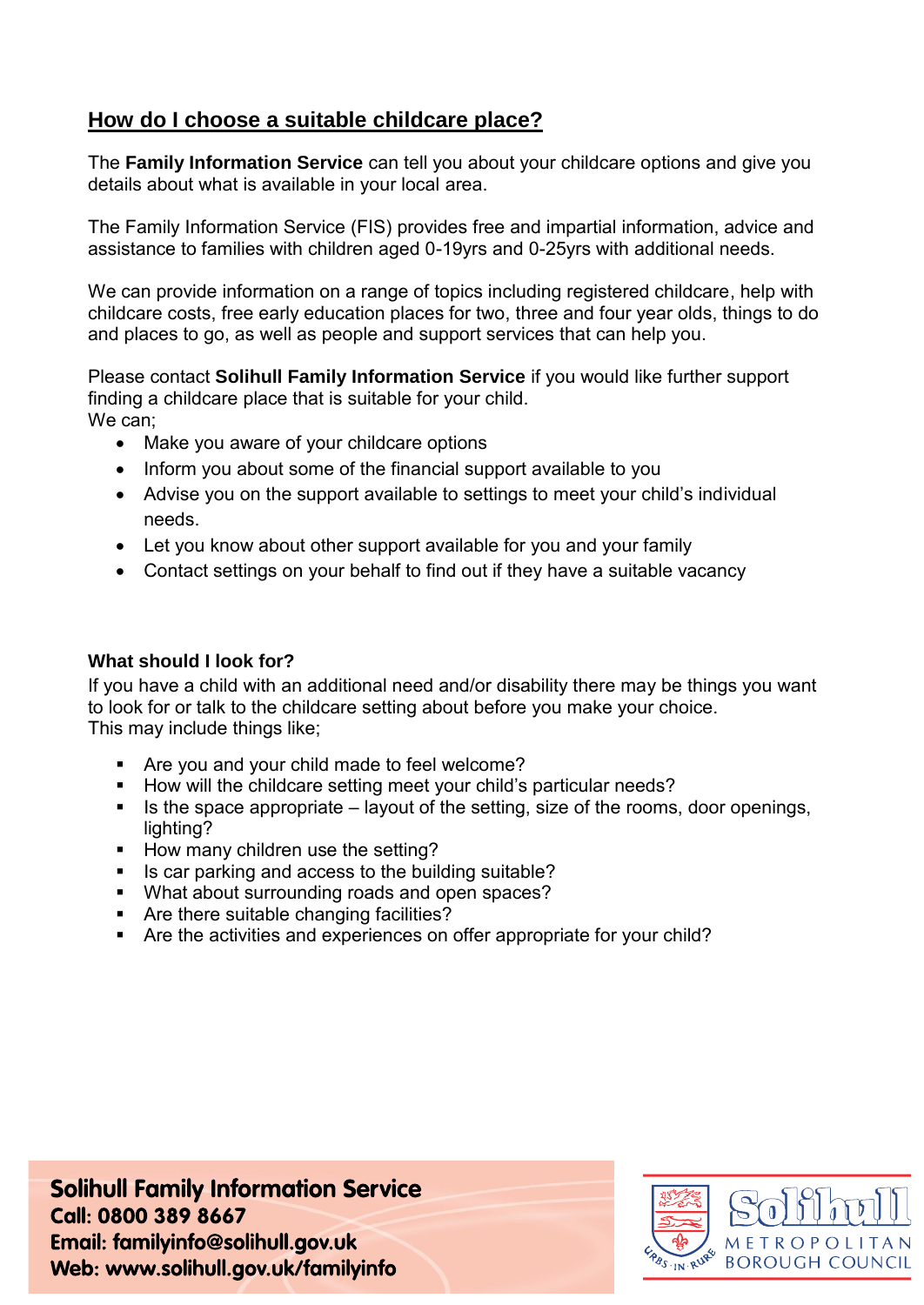## How do I choose a suitable childcare place?

The **Family Information Service** can tell you about your childcare options and give you details about what is available in your local area.

The Family Information Service (FIS) provides free and impartial information, advice and assistance to families with children aged 0-19yrs and 0-25yrs with additional needs.

We can provide information on a range of topics including registered childcare, help with childcare costs, free early education places for two, three and four year olds, things to do and places to go, as well as people and support services that can help you.

Please contact **Solihull Family Information Service** if you would like further support finding a childcare place that is suitable for your child.
We can;

- Make you aware of your childcare options
- Inform you about some of the financial support available to you
- Advise you on the support available to settings to meet your child's individual needs.
- Let you know about other support available for you and your family
- Contact settings on your behalf to find out if they have a suitable vacancy

### What should I look for?

If you have a child with an additional need and/or disability there may be things you want to look for or talk to the childcare setting about before you make your choice.
This may include things like;

- Are you and your child made to feel welcome?
- How will the childcare setting meet your child's particular needs?
- Is the space appropriate – layout of the setting, size of the rooms, door openings, lighting?
- How many children use the setting?
- Is car parking and access to the building suitable?
- What about surrounding roads and open spaces?
- Are there suitable changing facilities?
- Are the activities and experiences on offer appropriate for your child?

**Solihull Family Information Service**
**Call: 0800 389 8667**
**Email: familyinfo@solihull.gov.uk**
**Web: www.solihull.gov.uk/familyinfo**

Solihull Metropolitan Borough Council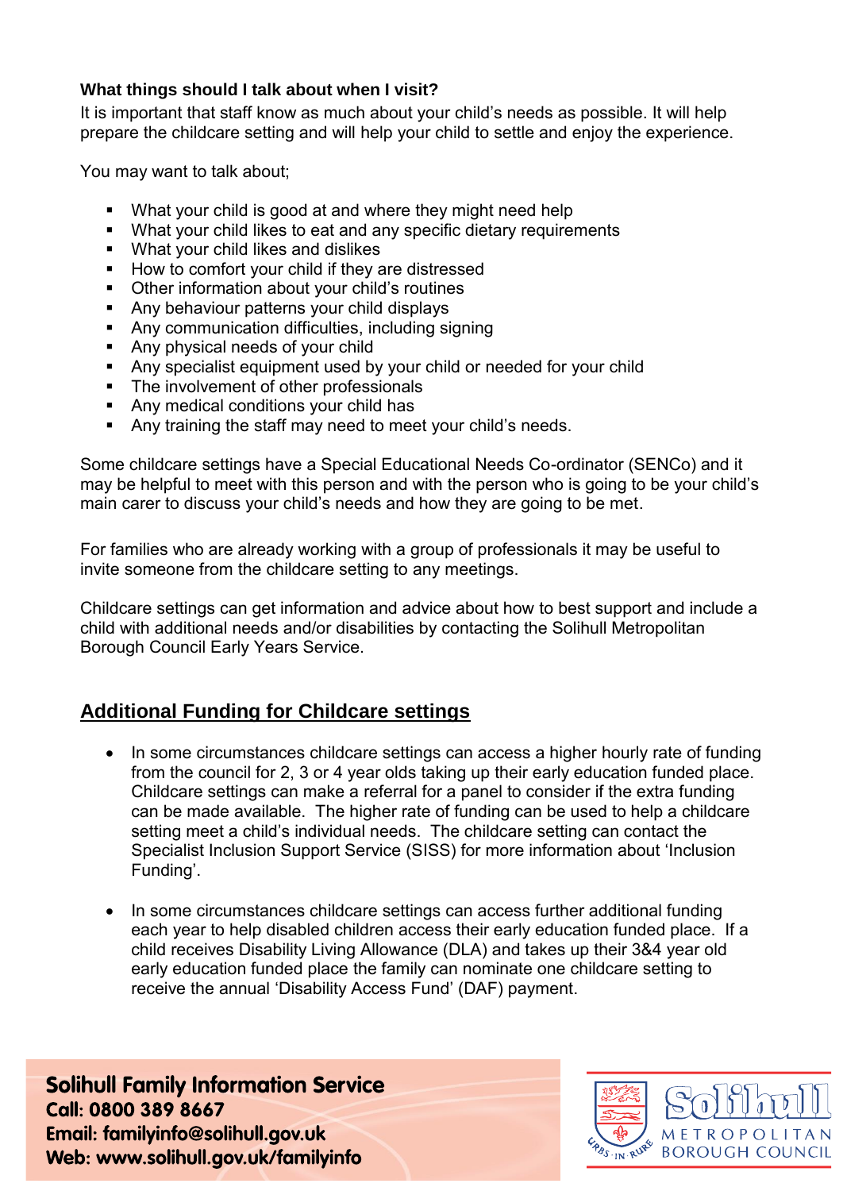**What things should I talk about when I visit?**

It is important that staff know as much about your child's needs as possible. It will help prepare the childcare setting and will help your child to settle and enjoy the experience.

You may want to talk about;

- What your child is good at and where they might need help
- What your child likes to eat and any specific dietary requirements
- What your child likes and dislikes
- How to comfort your child if they are distressed
- Other information about your child's routines
- Any behaviour patterns your child displays
- Any communication difficulties, including signing
- Any physical needs of your child
- Any specialist equipment used by your child or needed for your child
- The involvement of other professionals
- Any medical conditions your child has
- Any training the staff may need to meet your child's needs.

Some childcare settings have a Special Educational Needs Co-ordinator (SENCo) and it may be helpful to meet with this person and with the person who is going to be your child's main carer to discuss your child's needs and how they are going to be met.

For families who are already working with a group of professionals it may be useful to invite someone from the childcare setting to any meetings.

Childcare settings can get information and advice about how to best support and include a child with additional needs and/or disabilities by contacting the Solihull Metropolitan Borough Council Early Years Service.

## Additional Funding for Childcare settings

- In some circumstances childcare settings can access a higher hourly rate of funding from the council for 2, 3 or 4 year olds taking up their early education funded place. Childcare settings can make a referral for a panel to consider if the extra funding can be made available. The higher rate of funding can be used to help a childcare setting meet a child's individual needs. The childcare setting can contact the Specialist Inclusion Support Service (SISS) for more information about 'Inclusion Funding'.

- In some circumstances childcare settings can access further additional funding each year to help disabled children access their early education funded place. If a child receives Disability Living Allowance (DLA) and takes up their 3&4 year old early education funded place the family can nominate one childcare setting to receive the annual 'Disability Access Fund' (DAF) payment.

**Solihull Family Information Service**
**Call: 0800 389 8667**
**Email: familyinfo@solihull.gov.uk**
**Web: www.solihull.gov.uk/familyinfo**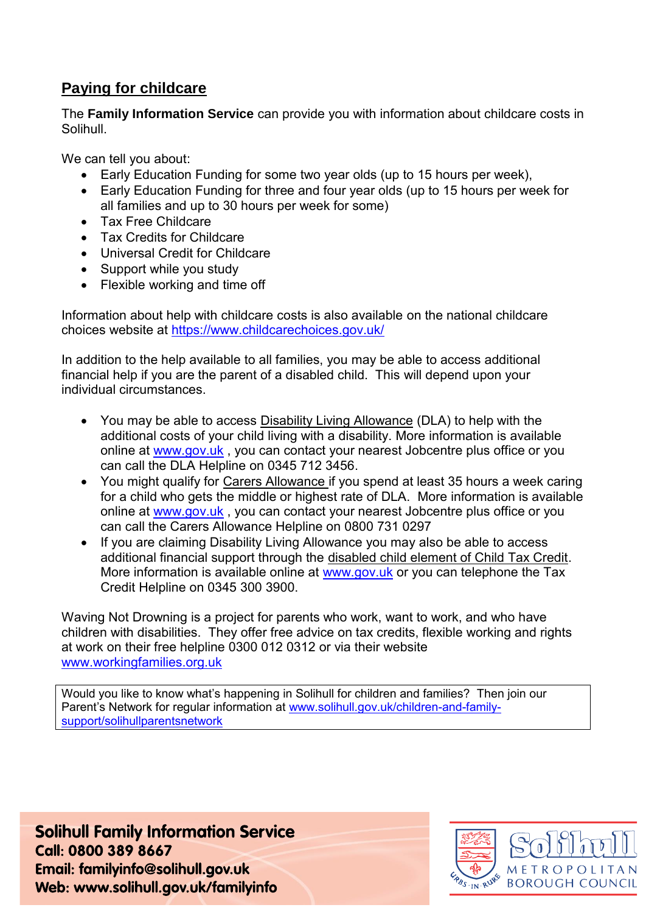## Paying for childcare

The **Family Information Service** can provide you with information about childcare costs in Solihull.

We can tell you about:

- Early Education Funding for some two year olds (up to 15 hours per week),
- Early Education Funding for three and four year olds (up to 15 hours per week for all families and up to 30 hours per week for some)
- Tax Free Childcare
- Tax Credits for Childcare
- Universal Credit for Childcare
- Support while you study
- Flexible working and time off

Information about help with childcare costs is also available on the national childcare choices website at https://www.childcarechoices.gov.uk/

In addition to the help available to all families, you may be able to access additional financial help if you are the parent of a disabled child. This will depend upon your individual circumstances.

- You may be able to access Disability Living Allowance (DLA) to help with the additional costs of your child living with a disability. More information is available online at www.gov.uk , you can contact your nearest Jobcentre plus office or you can call the DLA Helpline on 0345 712 3456.
- You might qualify for Carers Allowance if you spend at least 35 hours a week caring for a child who gets the middle or highest rate of DLA. More information is available online at www.gov.uk , you can contact your nearest Jobcentre plus office or you can call the Carers Allowance Helpline on 0800 731 0297
- If you are claiming Disability Living Allowance you may also be able to access additional financial support through the disabled child element of Child Tax Credit. More information is available online at www.gov.uk or you can telephone the Tax Credit Helpline on 0345 300 3900.

Waving Not Drowning is a project for parents who work, want to work, and who have children with disabilities. They offer free advice on tax credits, flexible working and rights at work on their free helpline 0300 012 0312 or via their website www.workingfamilies.org.uk

Would you like to know what's happening in Solihull for children and families? Then join our Parent's Network for regular information at www.solihull.gov.uk/children-and-family-support/solihullparentsnetwork

**Solihull Family Information Service**
**Call: 0800 389 8667**
**Email: familyinfo@solihull.gov.uk**
**Web: www.solihull.gov.uk/familyinfo**

Solihull Metropolitan Borough Council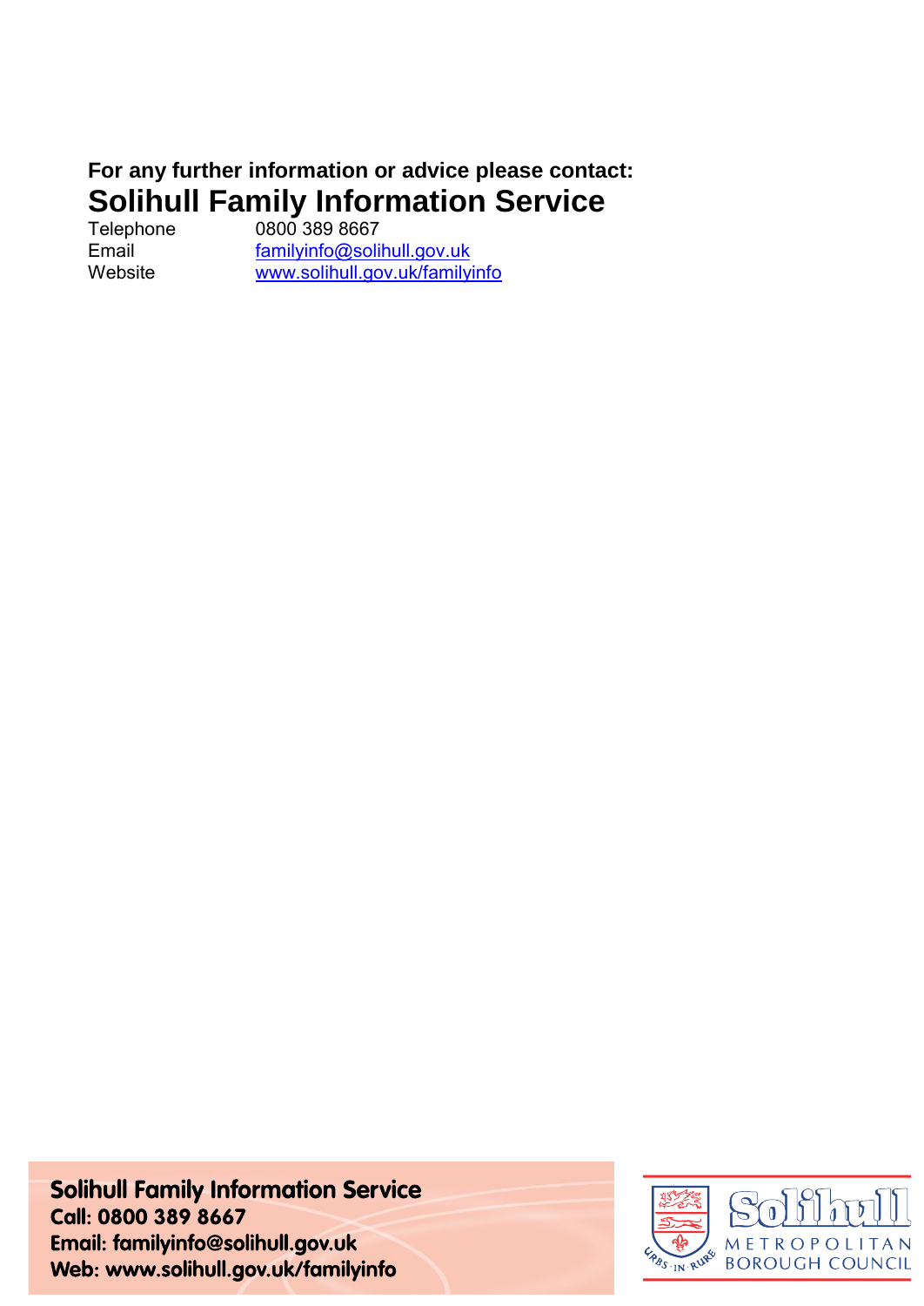**For any further information or advice please contact:**

## Solihull Family Information Service

| | |
|---|---|
| Telephone | 0800 389 8667 |
| Email | familyinfo@solihull.gov.uk |
| Website | www.solihull.gov.uk/familyinfo |

**Solihull Family Information Service**
**Call: 0800 389 8667**
**Email: familyinfo@solihull.gov.uk**
**Web: www.solihull.gov.uk/familyinfo**

Solihull METROPOLITAN BOROUGH COUNCIL